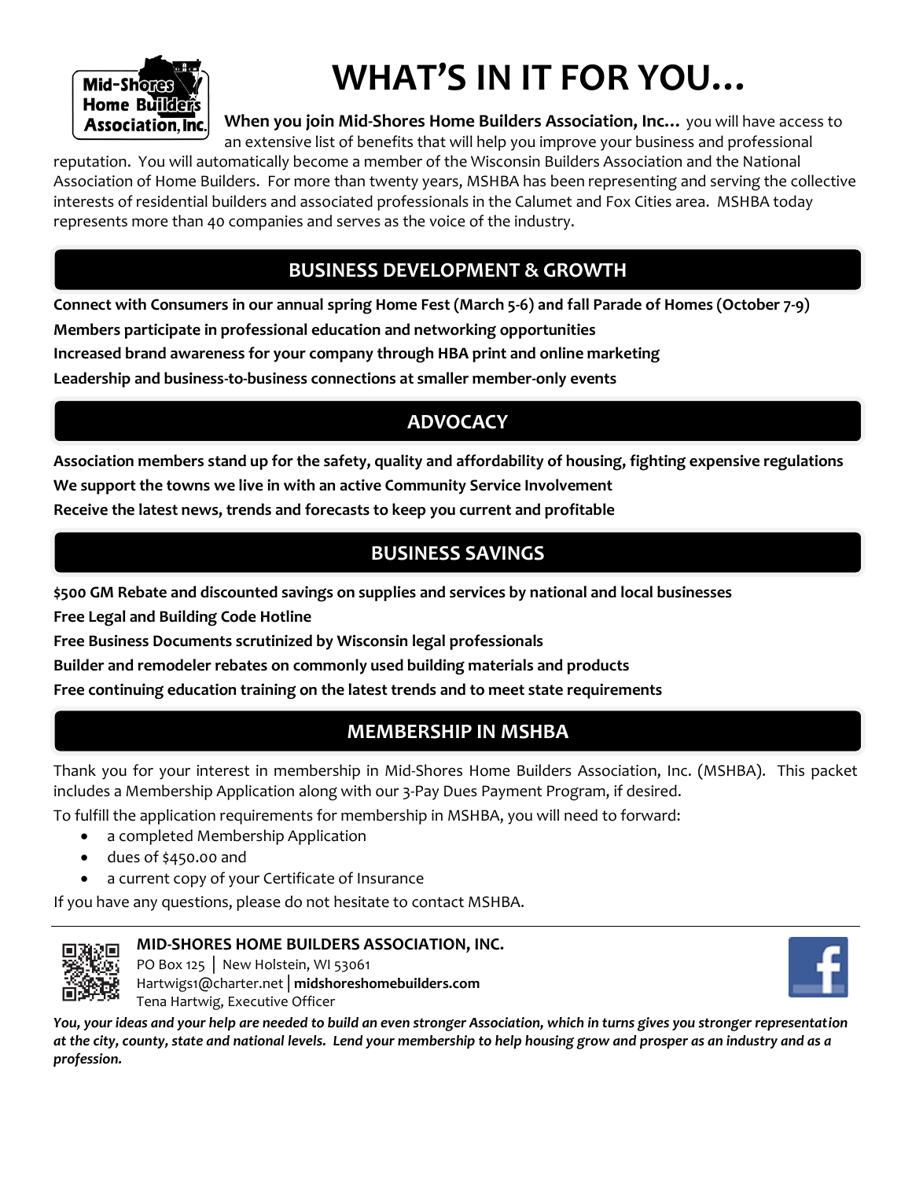# WHAT'S IN IT FOR YOU…

**When you join Mid-Shores Home Builders Association, Inc…** you will have access to an extensive list of benefits that will help you improve your business and professional reputation. You will automatically become a member of the Wisconsin Builders Association and the National Association of Home Builders. For more than twenty years, MSHBA has been representing and serving the collective interests of residential builders and associated professionals in the Calumet and Fox Cities area. MSHBA today represents more than 40 companies and serves as the voice of the industry.

## BUSINESS DEVELOPMENT & GROWTH

**Connect with Consumers in our annual spring Home Fest (March 5-6) and fall Parade of Homes (October 7-9)**

**Members participate in professional education and networking opportunities**

**Increased brand awareness for your company through HBA print and online marketing**

**Leadership and business-to-business connections at smaller member-only events**

## ADVOCACY

**Association members stand up for the safety, quality and affordability of housing, fighting expensive regulations**

**We support the towns we live in with an active Community Service Involvement**

**Receive the latest news, trends and forecasts to keep you current and profitable**

## BUSINESS SAVINGS

**$500 GM Rebate and discounted savings on supplies and services by national and local businesses**

**Free Legal and Building Code Hotline**

**Free Business Documents scrutinized by Wisconsin legal professionals**

**Builder and remodeler rebates on commonly used building materials and products**

**Free continuing education training on the latest trends and to meet state requirements**

## MEMBERSHIP IN MSHBA

Thank you for your interest in membership in Mid-Shores Home Builders Association, Inc. (MSHBA). This packet includes a Membership Application along with our 3-Pay Dues Payment Program, if desired.

To fulfill the application requirements for membership in MSHBA, you will need to forward:

- a completed Membership Application
- dues of $450.00 and
- a current copy of your Certificate of Insurance

If you have any questions, please do not hesitate to contact MSHBA.

---

**MID-SHORES HOME BUILDERS ASSOCIATION, INC.**
PO Box 125 | New Holstein, WI 53061
Hartwigs1@charter.net | **midshoreshomebuilders.com**
Tena Hartwig, Executive Officer

***You, your ideas and your help are needed to build an even stronger Association, which in turns gives you stronger representation at the city, county, state and national levels. Lend your membership to help housing grow and prosper as an industry and as a profession.***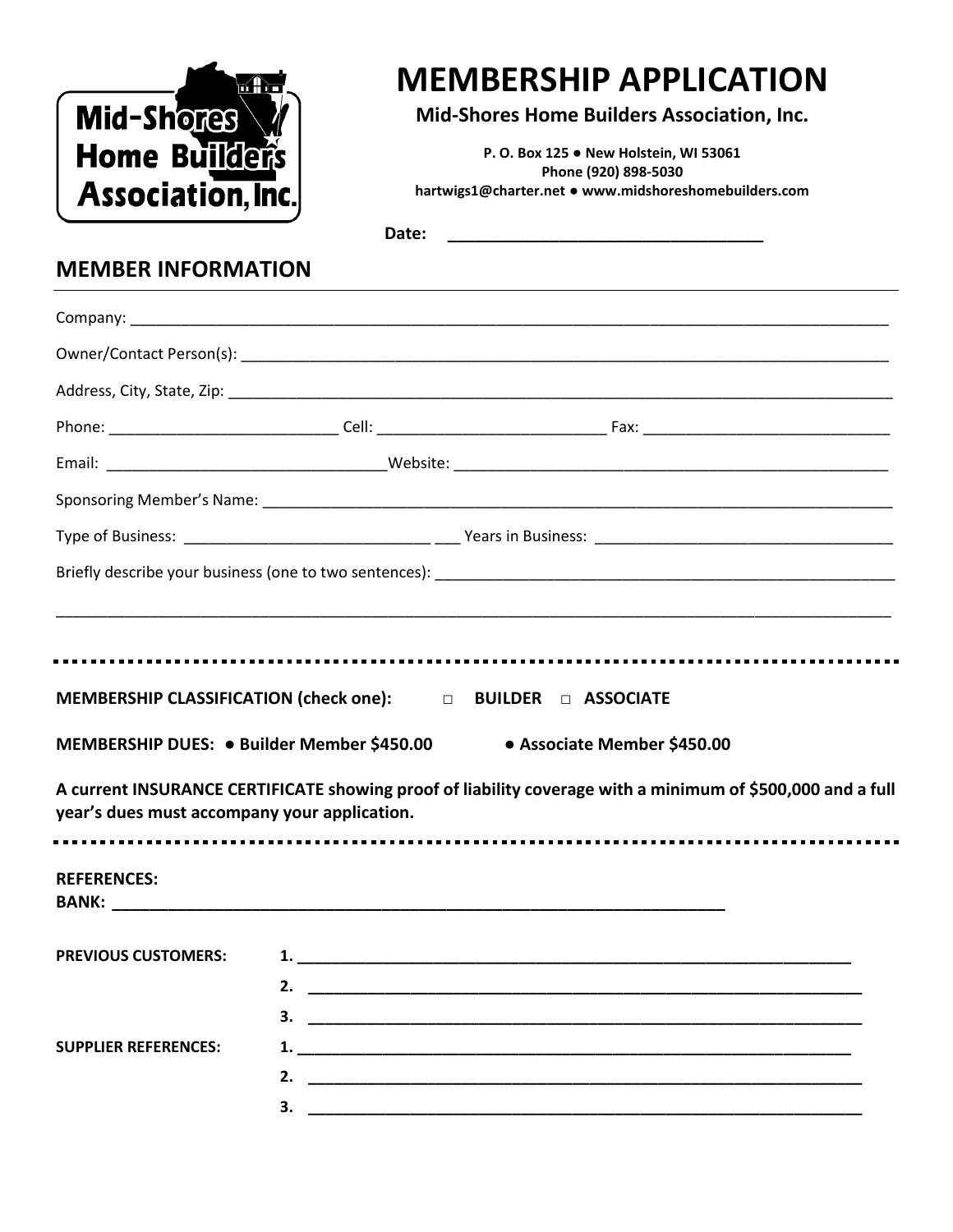# MEMBERSHIP APPLICATION

**Mid-Shores Home Builders Association, Inc.**

**P. O. Box 125 ● New Holstein, WI 53061**
**Phone (920) 898-5030**
**hartwigs1@charter.net ● www.midshoreshomebuilders.com**

**Date:** ________________________________

## MEMBER INFORMATION

Company: ______________________________________________________________________

Owner/Contact Person(s): ________________________________________________________

Address, City, State, Zip: ________________________________________________________

Phone: ________________________ Cell: ________________________ Fax: ________________________

Email: ____________________________Website: ____________________________________________

Sponsoring Member's Name: ______________________________________________________

Type of Business: __________________________ ___ Years in Business: _____________________________

Briefly describe your business (one to two sentences): ___________________________________________

______________________________________________________________________________

**MEMBERSHIP CLASSIFICATION (check one):** □ **BUILDER** □ **ASSOCIATE**

**MEMBERSHIP DUES: ● Builder Member $450.00** **● Associate Member $450.00**

**A current INSURANCE CERTIFICATE showing proof of liability coverage with a minimum of $500,000 and a full year's dues must accompany your application.**

**REFERENCES:**

**BANK:** ______________________________________________________________

**PREVIOUS CUSTOMERS:**
1. ______________________________________________________________
2. ______________________________________________________________
3. ______________________________________________________________

**SUPPLIER REFERENCES:**
1. ______________________________________________________________
2. ______________________________________________________________
3. ______________________________________________________________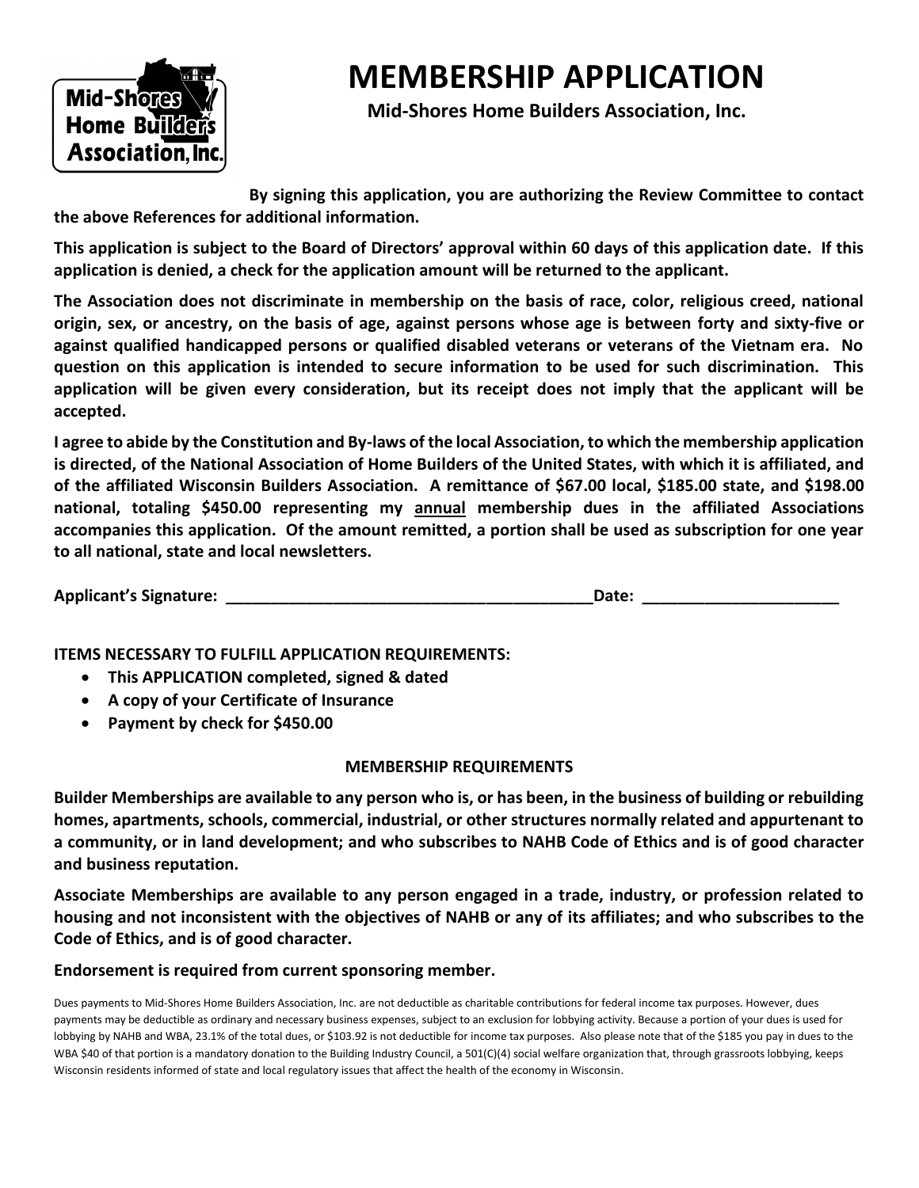# MEMBERSHIP APPLICATION

**Mid-Shores Home Builders Association, Inc.**

**By signing this application, you are authorizing the Review Committee to contact the above References for additional information.**

**This application is subject to the Board of Directors' approval within 60 days of this application date. If this application is denied, a check for the application amount will be returned to the applicant.**

**The Association does not discriminate in membership on the basis of race, color, religious creed, national origin, sex, or ancestry, on the basis of age, against persons whose age is between forty and sixty-five or against qualified handicapped persons or qualified disabled veterans or veterans of the Vietnam era. No question on this application is intended to secure information to be used for such discrimination. This application will be given every consideration, but its receipt does not imply that the applicant will be accepted.**

**I agree to abide by the Constitution and By-laws of the local Association, to which the membership application is directed, of the National Association of Home Builders of the United States, with which it is affiliated, and of the affiliated Wisconsin Builders Association. A remittance of $67.00 local, $185.00 state, and $198.00 national, totaling $450.00 representing my <u>annual</u> membership dues in the affiliated Associations accompanies this application. Of the amount remitted, a portion shall be used as subscription for one year to all national, state and local newsletters.**

**Applicant's Signature: ___________________________________________Date: ______________________**

**ITEMS NECESSARY TO FULFILL APPLICATION REQUIREMENTS:**

- **This APPLICATION completed, signed & dated**
- **A copy of your Certificate of Insurance**
- **Payment by check for $450.00**

## MEMBERSHIP REQUIREMENTS

**Builder Memberships are available to any person who is, or has been, in the business of building or rebuilding homes, apartments, schools, commercial, industrial, or other structures normally related and appurtenant to a community, or in land development; and who subscribes to NAHB Code of Ethics and is of good character and business reputation.**

**Associate Memberships are available to any person engaged in a trade, industry, or profession related to housing and not inconsistent with the objectives of NAHB or any of its affiliates; and who subscribes to the Code of Ethics, and is of good character.**

**Endorsement is required from current sponsoring member.**

Dues payments to Mid-Shores Home Builders Association, Inc. are not deductible as charitable contributions for federal income tax purposes. However, dues payments may be deductible as ordinary and necessary business expenses, subject to an exclusion for lobbying activity. Because a portion of your dues is used for lobbying by NAHB and WBA, 23.1% of the total dues, or $103.92 is not deductible for income tax purposes. Also please note that of the $185 you pay in dues to the WBA $40 of that portion is a mandatory donation to the Building Industry Council, a 501(C)(4) social welfare organization that, through grassroots lobbying, keeps Wisconsin residents informed of state and local regulatory issues that affect the health of the economy in Wisconsin.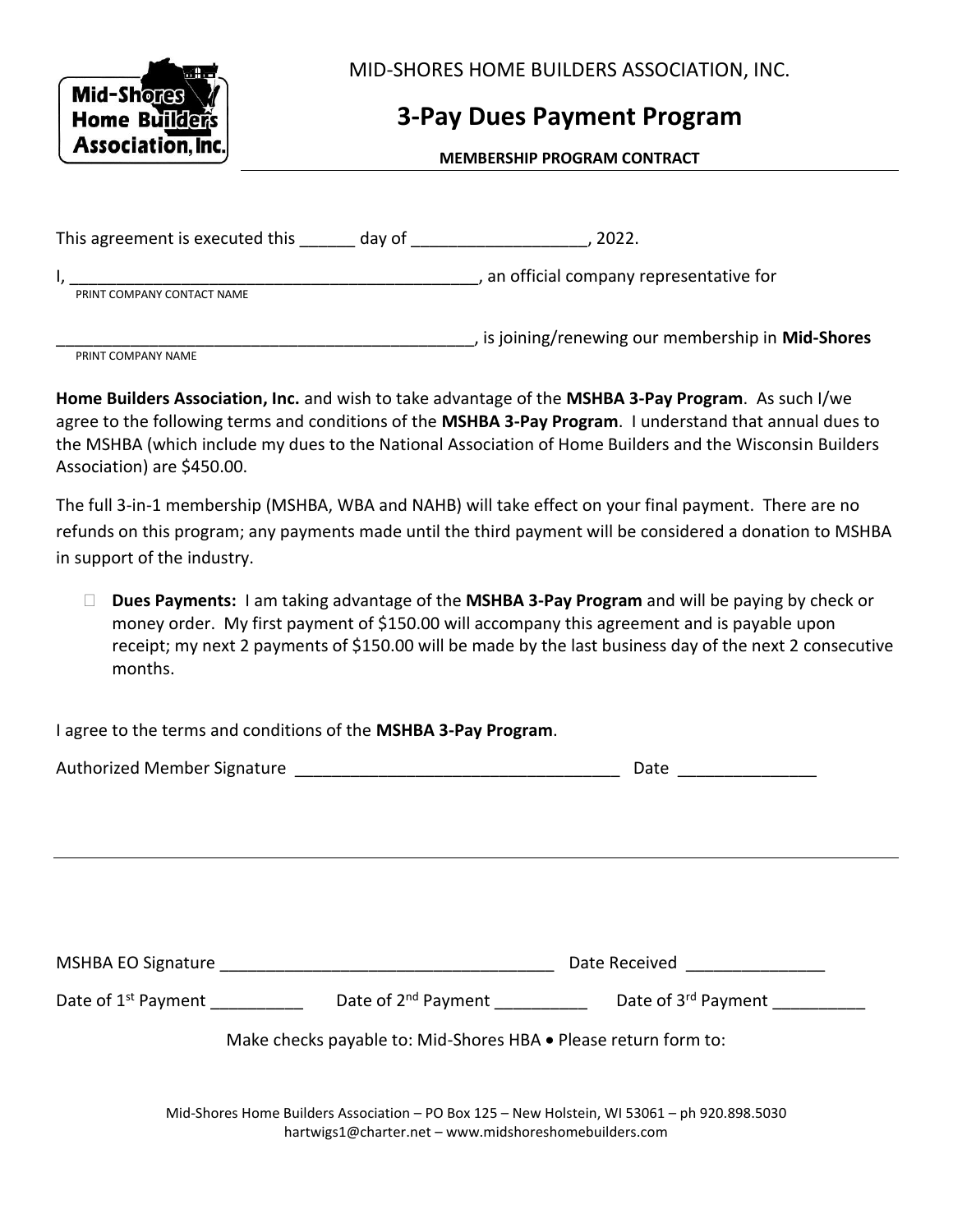MID-SHORES HOME BUILDERS ASSOCIATION, INC.

# 3-Pay Dues Payment Program

**MEMBERSHIP PROGRAM CONTRACT**

This agreement is executed this ______ day of ___________________, 2022.

I, _____________________________________________, an official company representative for
PRINT COMPANY CONTACT NAME

________________________________________________, is joining/renewing our membership in **Mid-Shores**
PRINT COMPANY NAME

**Home Builders Association, Inc.** and wish to take advantage of the **MSHBA 3-Pay Program**. As such I/we agree to the following terms and conditions of the **MSHBA 3-Pay Program**. I understand that annual dues to the MSHBA (which include my dues to the National Association of Home Builders and the Wisconsin Builders Association) are $450.00.

The full 3-in-1 membership (MSHBA, WBA and NAHB) will take effect on your final payment. There are no refunds on this program; any payments made until the third payment will be considered a donation to MSHBA in support of the industry.

- ☐ **Dues Payments:** I am taking advantage of the **MSHBA 3-Pay Program** and will be paying by check or money order. My first payment of $150.00 will accompany this agreement and is payable upon receipt; my next 2 payments of $150.00 will be made by the last business day of the next 2 consecutive months.

I agree to the terms and conditions of the **MSHBA 3-Pay Program**.

Authorized Member Signature ___________________________________ Date _______________

---

MSHBA EO Signature ____________________________________ Date Received _______________

Date of 1st Payment __________ Date of 2nd Payment __________ Date of 3rd Payment __________

Make checks payable to: Mid-Shores HBA • Please return form to:

Mid-Shores Home Builders Association – PO Box 125 – New Holstein, WI 53061 – ph 920.898.5030
hartwigs1@charter.net – www.midshoreshomebuilders.com